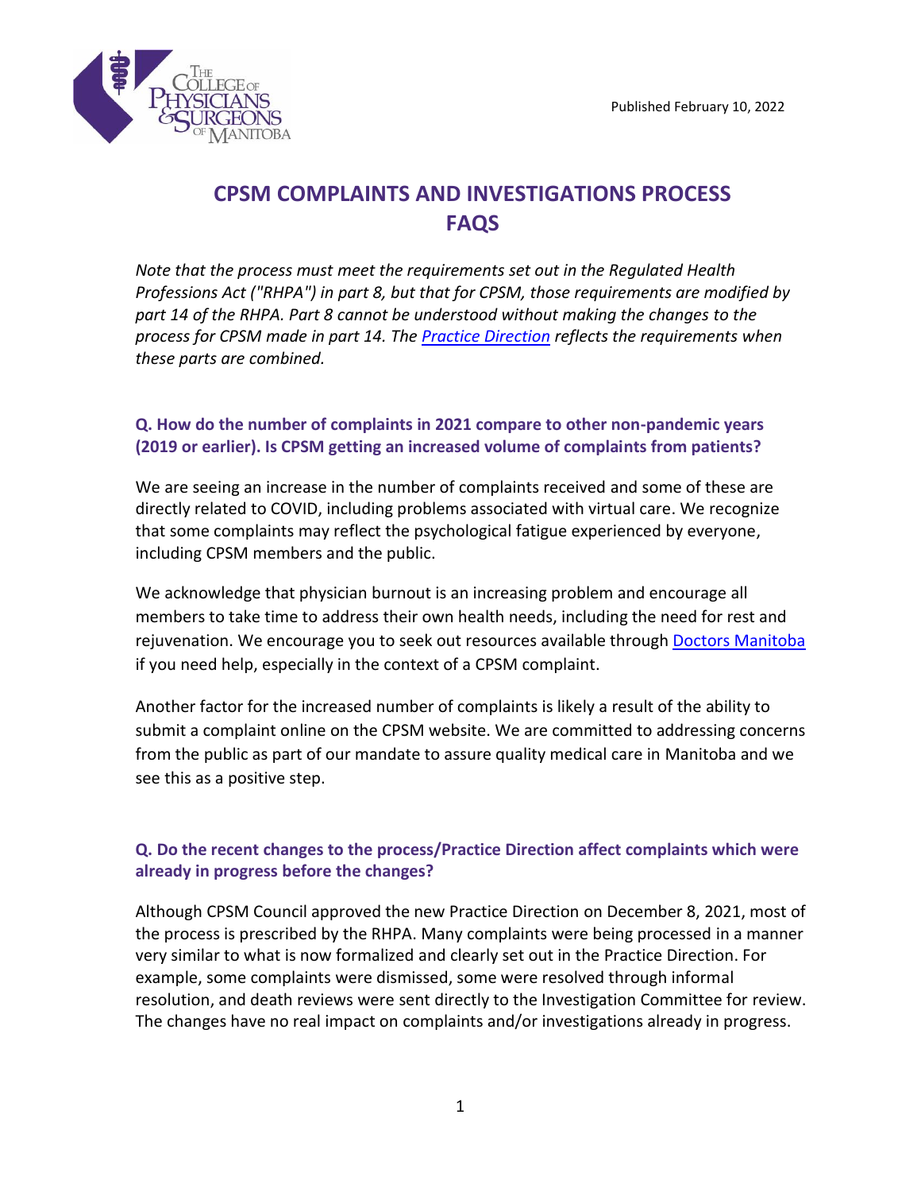Published February 10, 2022

# CPSM COMPLAINTS AND INVESTIGATIONS PROCESS FAQS

*Note that the process must meet the requirements set out in the Regulated Health Professions Act ("RHPA") in part 8, but that for CPSM, those requirements are modified by part 14 of the RHPA. Part 8 cannot be understood without making the changes to the process for CPSM made in part 14. The [Practice Direction]() reflects the requirements when these parts are combined.*

### Q. How do the number of complaints in 2021 compare to other non-pandemic years (2019 or earlier). Is CPSM getting an increased volume of complaints from patients?

We are seeing an increase in the number of complaints received and some of these are directly related to COVID, including problems associated with virtual care. We recognize that some complaints may reflect the psychological fatigue experienced by everyone, including CPSM members and the public.

We acknowledge that physician burnout is an increasing problem and encourage all members to take time to address their own health needs, including the need for rest and rejuvenation. We encourage you to seek out resources available through [Doctors Manitoba]() if you need help, especially in the context of a CPSM complaint.

Another factor for the increased number of complaints is likely a result of the ability to submit a complaint online on the CPSM website. We are committed to addressing concerns from the public as part of our mandate to assure quality medical care in Manitoba and we see this as a positive step.

### Q. Do the recent changes to the process/Practice Direction affect complaints which were already in progress before the changes?

Although CPSM Council approved the new Practice Direction on December 8, 2021, most of the process is prescribed by the RHPA. Many complaints were being processed in a manner very similar to what is now formalized and clearly set out in the Practice Direction. For example, some complaints were dismissed, some were resolved through informal resolution, and death reviews were sent directly to the Investigation Committee for review. The changes have no real impact on complaints and/or investigations already in progress.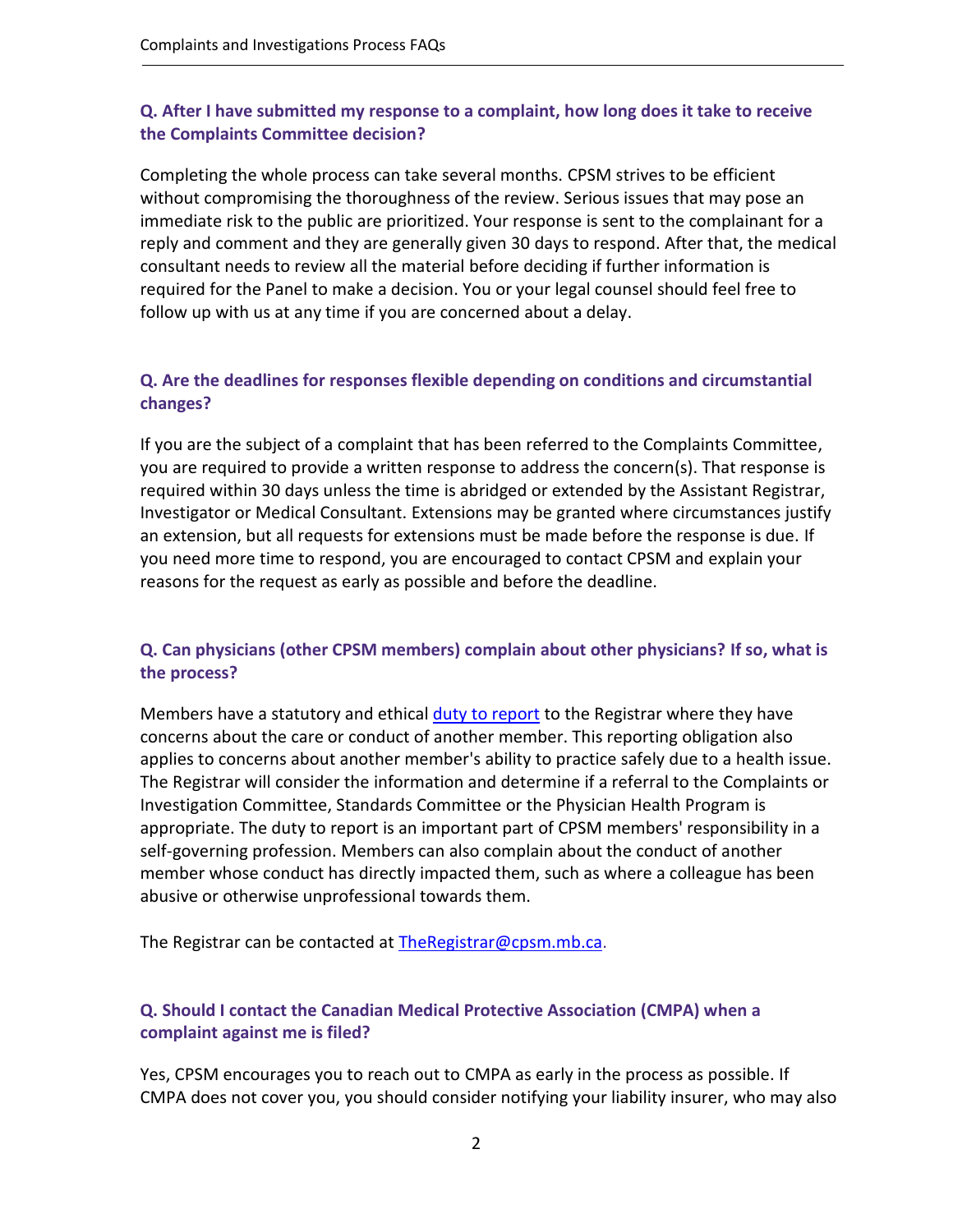### Q. After I have submitted my response to a complaint, how long does it take to receive the Complaints Committee decision?

Completing the whole process can take several months. CPSM strives to be efficient without compromising the thoroughness of the review. Serious issues that may pose an immediate risk to the public are prioritized. Your response is sent to the complainant for a reply and comment and they are generally given 30 days to respond. After that, the medical consultant needs to review all the material before deciding if further information is required for the Panel to make a decision. You or your legal counsel should feel free to follow up with us at any time if you are concerned about a delay.

### Q. Are the deadlines for responses flexible depending on conditions and circumstantial changes?

If you are the subject of a complaint that has been referred to the Complaints Committee, you are required to provide a written response to address the concern(s). That response is required within 30 days unless the time is abridged or extended by the Assistant Registrar, Investigator or Medical Consultant. Extensions may be granted where circumstances justify an extension, but all requests for extensions must be made before the response is due. If you need more time to respond, you are encouraged to contact CPSM and explain your reasons for the request as early as possible and before the deadline.

### Q. Can physicians (other CPSM members) complain about other physicians? If so, what is the process?

Members have a statutory and ethical duty to report to the Registrar where they have concerns about the care or conduct of another member. This reporting obligation also applies to concerns about another member's ability to practice safely due to a health issue. The Registrar will consider the information and determine if a referral to the Complaints or Investigation Committee, Standards Committee or the Physician Health Program is appropriate. The duty to report is an important part of CPSM members' responsibility in a self-governing profession. Members can also complain about the conduct of another member whose conduct has directly impacted them, such as where a colleague has been abusive or otherwise unprofessional towards them.

The Registrar can be contacted at TheRegistrar@cpsm.mb.ca.

### Q. Should I contact the Canadian Medical Protective Association (CMPA) when a complaint against me is filed?

Yes, CPSM encourages you to reach out to CMPA as early in the process as possible. If CMPA does not cover you, you should consider notifying your liability insurer, who may also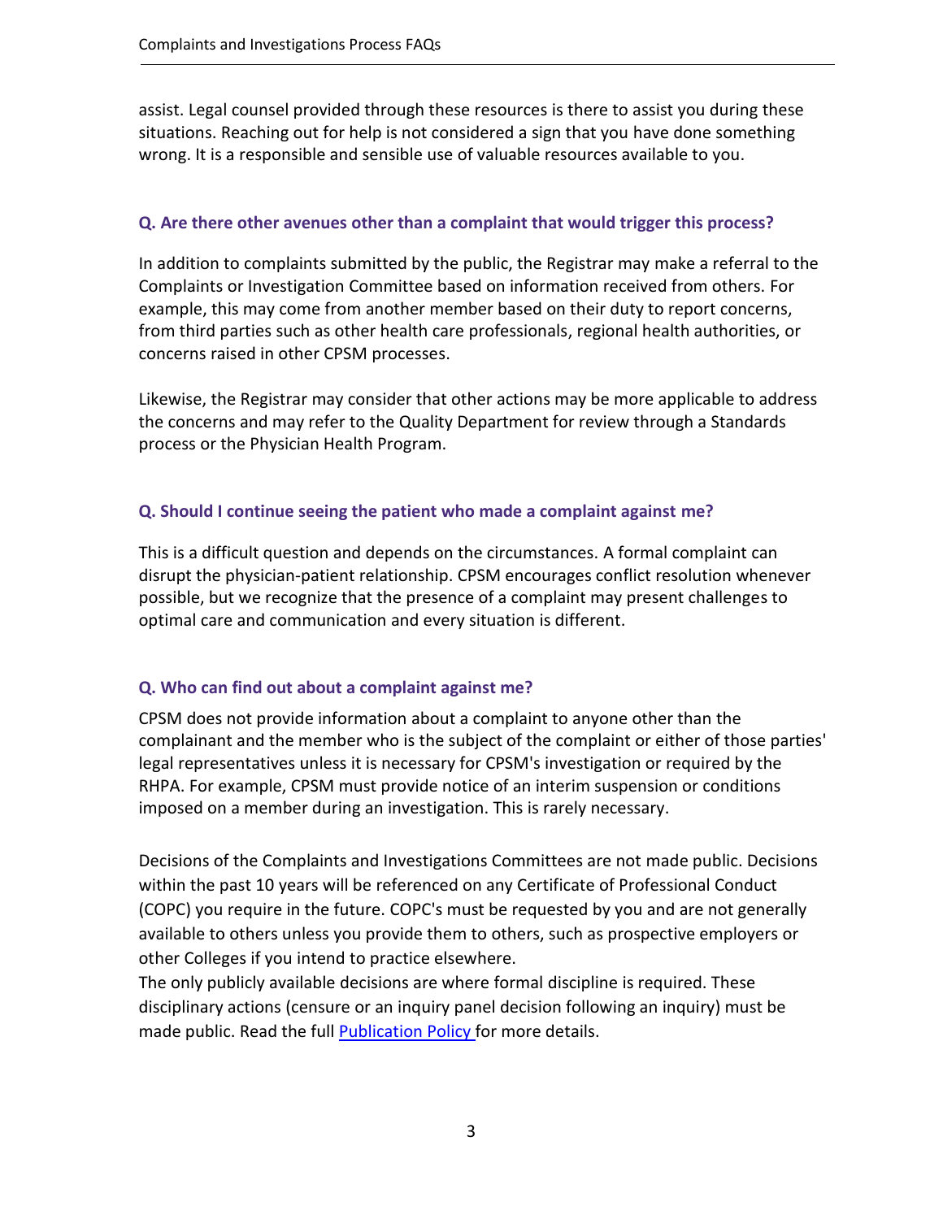assist. Legal counsel provided through these resources is there to assist you during these situations. Reaching out for help is not considered a sign that you have done something wrong. It is a responsible and sensible use of valuable resources available to you.

### Q. Are there other avenues other than a complaint that would trigger this process?

In addition to complaints submitted by the public, the Registrar may make a referral to the Complaints or Investigation Committee based on information received from others. For example, this may come from another member based on their duty to report concerns, from third parties such as other health care professionals, regional health authorities, or concerns raised in other CPSM processes.

Likewise, the Registrar may consider that other actions may be more applicable to address the concerns and may refer to the Quality Department for review through a Standards process or the Physician Health Program.

### Q. Should I continue seeing the patient who made a complaint against me?

This is a difficult question and depends on the circumstances. A formal complaint can disrupt the physician-patient relationship. CPSM encourages conflict resolution whenever possible, but we recognize that the presence of a complaint may present challenges to optimal care and communication and every situation is different.

### Q. Who can find out about a complaint against me?

CPSM does not provide information about a complaint to anyone other than the complainant and the member who is the subject of the complaint or either of those parties' legal representatives unless it is necessary for CPSM's investigation or required by the RHPA. For example, CPSM must provide notice of an interim suspension or conditions imposed on a member during an investigation. This is rarely necessary.

Decisions of the Complaints and Investigations Committees are not made public. Decisions within the past 10 years will be referenced on any Certificate of Professional Conduct (COPC) you require in the future. COPC's must be requested by you and are not generally available to others unless you provide them to others, such as prospective employers or other Colleges if you intend to practice elsewhere.

The only publicly available decisions are where formal discipline is required. These disciplinary actions (censure or an inquiry panel decision following an inquiry) must be made public. Read the full Publication Policy for more details.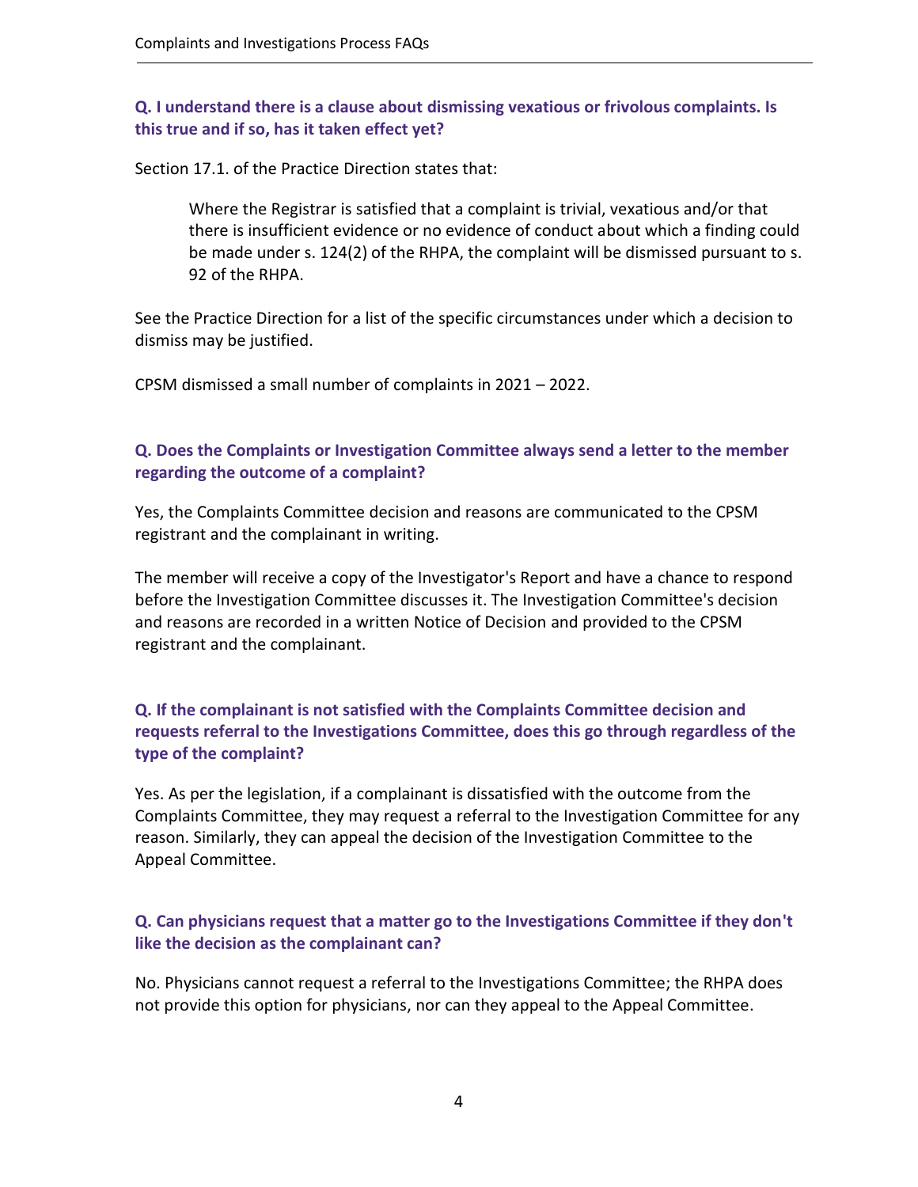### Q. I understand there is a clause about dismissing vexatious or frivolous complaints. Is this true and if so, has it taken effect yet?

Section 17.1. of the Practice Direction states that:

> Where the Registrar is satisfied that a complaint is trivial, vexatious and/or that there is insufficient evidence or no evidence of conduct about which a finding could be made under s. 124(2) of the RHPA, the complaint will be dismissed pursuant to s. 92 of the RHPA.

See the Practice Direction for a list of the specific circumstances under which a decision to dismiss may be justified.

CPSM dismissed a small number of complaints in 2021 – 2022.

### Q. Does the Complaints or Investigation Committee always send a letter to the member regarding the outcome of a complaint?

Yes, the Complaints Committee decision and reasons are communicated to the CPSM registrant and the complainant in writing.

The member will receive a copy of the Investigator's Report and have a chance to respond before the Investigation Committee discusses it. The Investigation Committee's decision and reasons are recorded in a written Notice of Decision and provided to the CPSM registrant and the complainant.

### Q. If the complainant is not satisfied with the Complaints Committee decision and requests referral to the Investigations Committee, does this go through regardless of the type of the complaint?

Yes. As per the legislation, if a complainant is dissatisfied with the outcome from the Complaints Committee, they may request a referral to the Investigation Committee for any reason. Similarly, they can appeal the decision of the Investigation Committee to the Appeal Committee.

### Q. Can physicians request that a matter go to the Investigations Committee if they don't like the decision as the complainant can?

No. Physicians cannot request a referral to the Investigations Committee; the RHPA does not provide this option for physicians, nor can they appeal to the Appeal Committee.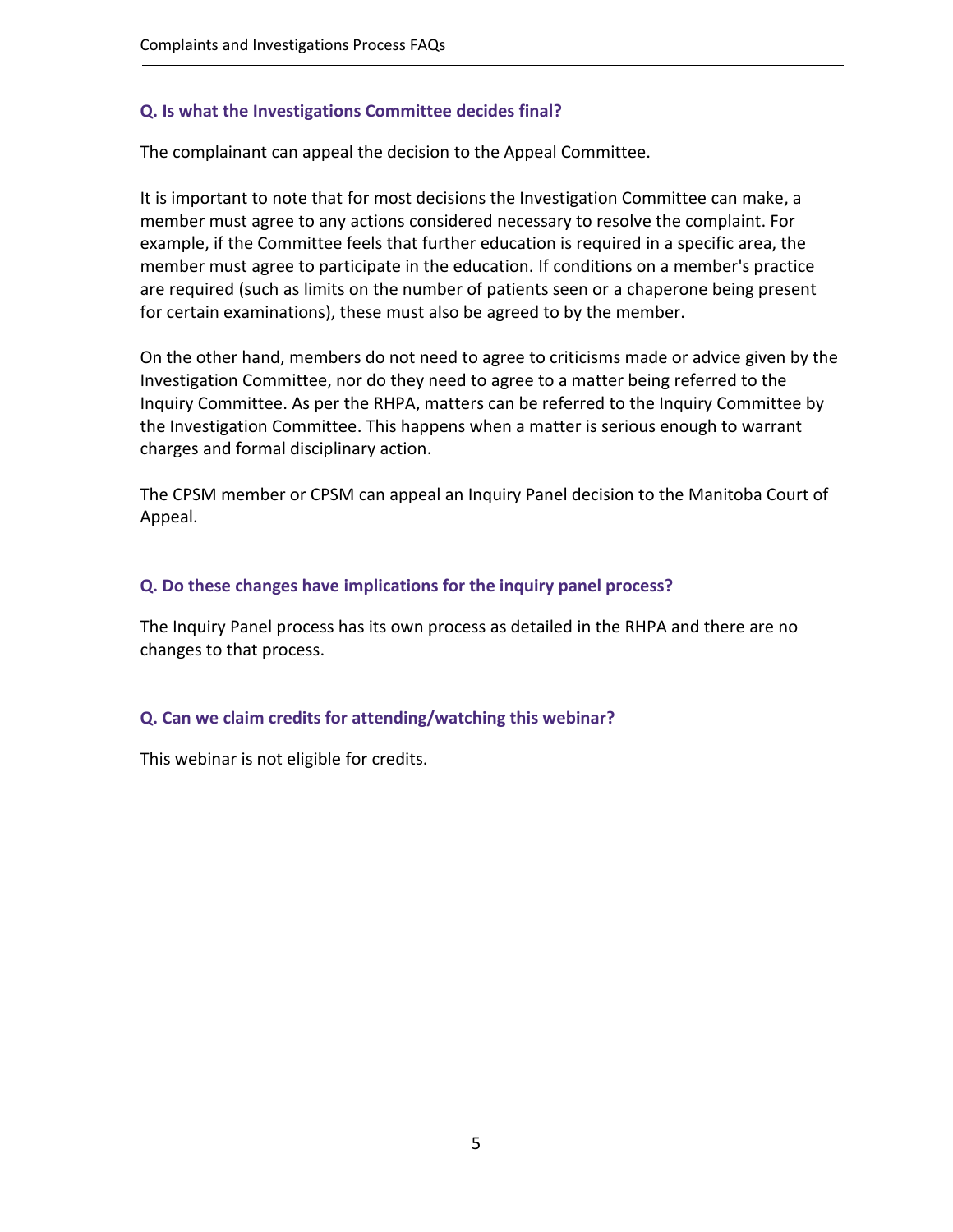### Q. Is what the Investigations Committee decides final?

The complainant can appeal the decision to the Appeal Committee.

It is important to note that for most decisions the Investigation Committee can make, a member must agree to any actions considered necessary to resolve the complaint. For example, if the Committee feels that further education is required in a specific area, the member must agree to participate in the education. If conditions on a member's practice are required (such as limits on the number of patients seen or a chaperone being present for certain examinations), these must also be agreed to by the member.

On the other hand, members do not need to agree to criticisms made or advice given by the Investigation Committee, nor do they need to agree to a matter being referred to the Inquiry Committee. As per the RHPA, matters can be referred to the Inquiry Committee by the Investigation Committee. This happens when a matter is serious enough to warrant charges and formal disciplinary action.

The CPSM member or CPSM can appeal an Inquiry Panel decision to the Manitoba Court of Appeal.

### Q. Do these changes have implications for the inquiry panel process?

The Inquiry Panel process has its own process as detailed in the RHPA and there are no changes to that process.

### Q. Can we claim credits for attending/watching this webinar?

This webinar is not eligible for credits.